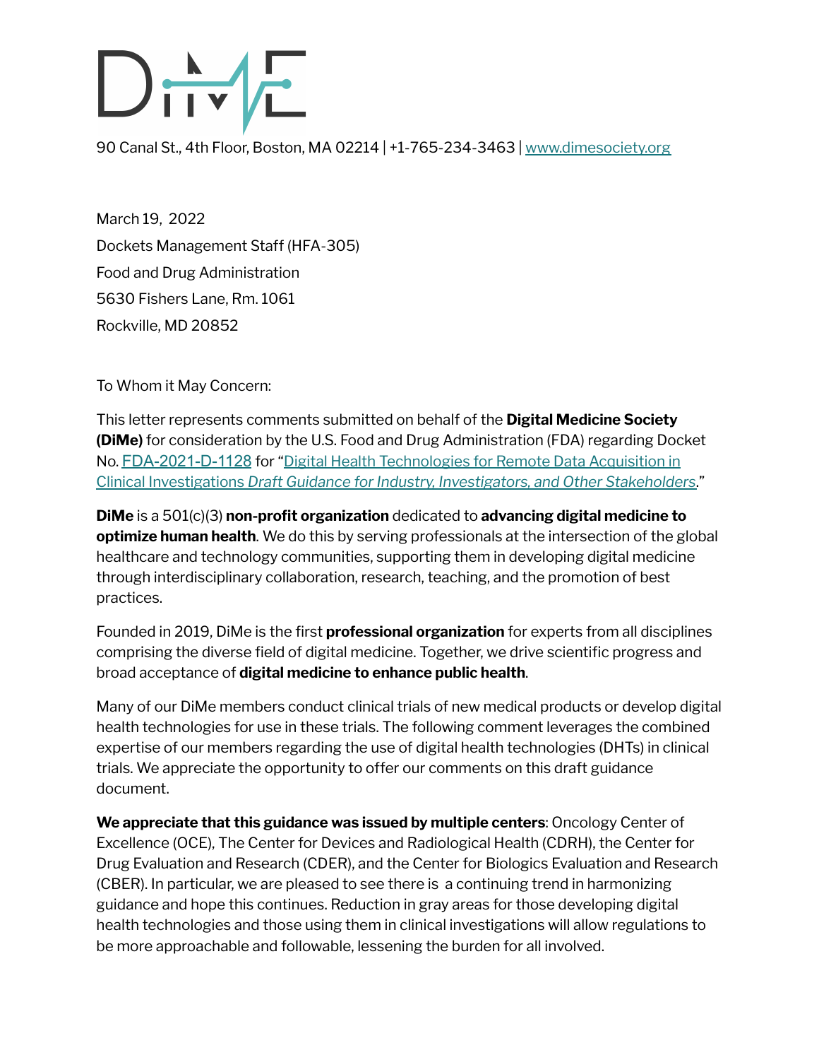DiMe

90 Canal St., 4th Floor, Boston, MA 02214 | +1-765-234-3463 | [www.dimesociety.org](www.dimesociety.org)

March 19, 2022
Dockets Management Staff (HFA-305)
Food and Drug Administration
5630 Fishers Lane, Rm. 1061
Rockville, MD 20852

To Whom it May Concern:

This letter represents comments submitted on behalf of the **Digital Medicine Society (DiMe)** for consideration by the U.S. Food and Drug Administration (FDA) regarding Docket No. FDA-2021-D-1128 for "Digital Health Technologies for Remote Data Acquisition in Clinical Investigations *Draft Guidance for Industry, Investigators, and Other Stakeholders*."

**DiMe** is a 501(c)(3) **non-profit organization** dedicated to **advancing digital medicine to optimize human health**. We do this by serving professionals at the intersection of the global healthcare and technology communities, supporting them in developing digital medicine through interdisciplinary collaboration, research, teaching, and the promotion of best practices.

Founded in 2019, DiMe is the first **professional organization** for experts from all disciplines comprising the diverse field of digital medicine. Together, we drive scientific progress and broad acceptance of **digital medicine to enhance public health**.

Many of our DiMe members conduct clinical trials of new medical products or develop digital health technologies for use in these trials. The following comment leverages the combined expertise of our members regarding the use of digital health technologies (DHTs) in clinical trials. We appreciate the opportunity to offer our comments on this draft guidance document.

**We appreciate that this guidance was issued by multiple centers**: Oncology Center of Excellence (OCE), The Center for Devices and Radiological Health (CDRH), the Center for Drug Evaluation and Research (CDER), and the Center for Biologics Evaluation and Research (CBER). In particular, we are pleased to see there is a continuing trend in harmonizing guidance and hope this continues. Reduction in gray areas for those developing digital health technologies and those using them in clinical investigations will allow regulations to be more approachable and followable, lessening the burden for all involved.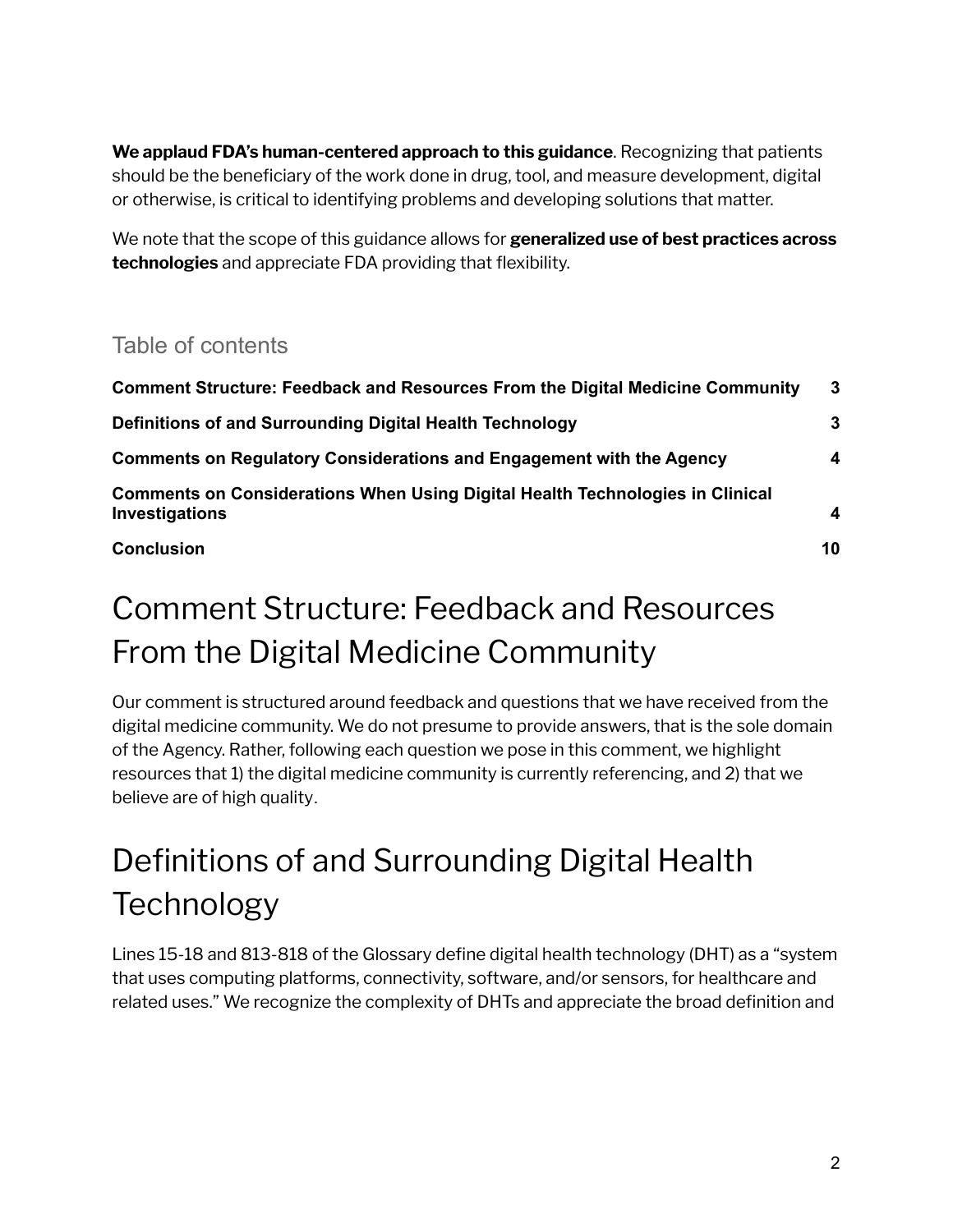**We applaud FDA's human-centered approach to this guidance**. Recognizing that patients should be the beneficiary of the work done in drug, tool, and measure development, digital or otherwise, is critical to identifying problems and developing solutions that matter.

We note that the scope of this guidance allows for **generalized use of best practices across technologies** and appreciate FDA providing that flexibility.

## Table of contents

| | |
|---|---|
| **Comment Structure: Feedback and Resources From the Digital Medicine Community** | **3** |
| **Definitions of and Surrounding Digital Health Technology** | **3** |
| **Comments on Regulatory Considerations and Engagement with the Agency** | **4** |
| **Comments on Considerations When Using Digital Health Technologies in Clinical Investigations** | **4** |
| **Conclusion** | **10** |

# Comment Structure: Feedback and Resources From the Digital Medicine Community

Our comment is structured around feedback and questions that we have received from the digital medicine community. We do not presume to provide answers, that is the sole domain of the Agency. Rather, following each question we pose in this comment, we highlight resources that 1) the digital medicine community is currently referencing, and 2) that we believe are of high quality.

# Definitions of and Surrounding Digital Health Technology

Lines 15-18 and 813-818 of the Glossary define digital health technology (DHT) as a "system that uses computing platforms, connectivity, software, and/or sensors, for healthcare and related uses." We recognize the complexity of DHTs and appreciate the broad definition and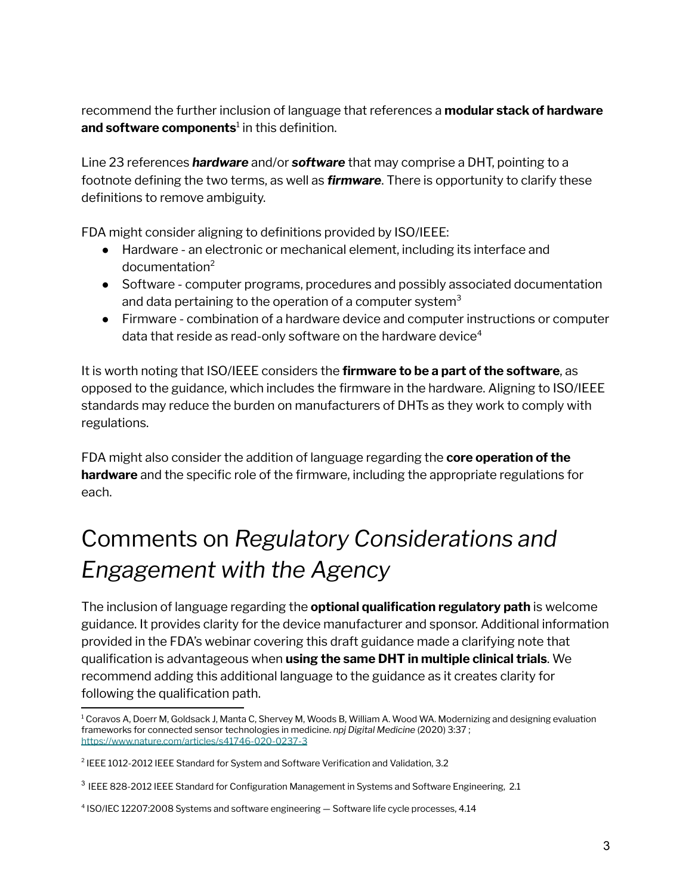recommend the further inclusion of language that references a **modular stack of hardware and software components**[1] in this definition.

Line 23 references ***hardware*** and/or ***software*** that may comprise a DHT, pointing to a footnote defining the two terms, as well as ***firmware***. There is opportunity to clarify these definitions to remove ambiguity.

FDA might consider aligning to definitions provided by ISO/IEEE:

- Hardware - an electronic or mechanical element, including its interface and documentation[2]
- Software - computer programs, procedures and possibly associated documentation and data pertaining to the operation of a computer system[3]
- Firmware - combination of a hardware device and computer instructions or computer data that reside as read-only software on the hardware device[4]

It is worth noting that ISO/IEEE considers the **firmware to be a part of the software**, as opposed to the guidance, which includes the firmware in the hardware. Aligning to ISO/IEEE standards may reduce the burden on manufacturers of DHTs as they work to comply with regulations.

FDA might also consider the addition of language regarding the **core operation of the hardware** and the specific role of the firmware, including the appropriate regulations for each.

# Comments on *Regulatory Considerations and Engagement with the Agency*

The inclusion of language regarding the **optional qualification regulatory path** is welcome guidance. It provides clarity for the device manufacturer and sponsor. Additional information provided in the FDA's webinar covering this draft guidance made a clarifying note that qualification is advantageous when **using the same DHT in multiple clinical trials**. We recommend adding this additional language to the guidance as it creates clarity for following the qualification path.

---

[1] Coravos A, Doerr M, Goldsack J, Manta C, Shervey M, Woods B, William A. Wood WA. Modernizing and designing evaluation frameworks for connected sensor technologies in medicine. *npj Digital Medicine* (2020) 3:37 ; https://www.nature.com/articles/s41746-020-0237-3

[2] IEEE 1012-2012 IEEE Standard for System and Software Verification and Validation, 3.2

[3] IEEE 828-2012 IEEE Standard for Configuration Management in Systems and Software Engineering, 2.1

[4] ISO/IEC 12207:2008 Systems and software engineering — Software life cycle processes, 4.14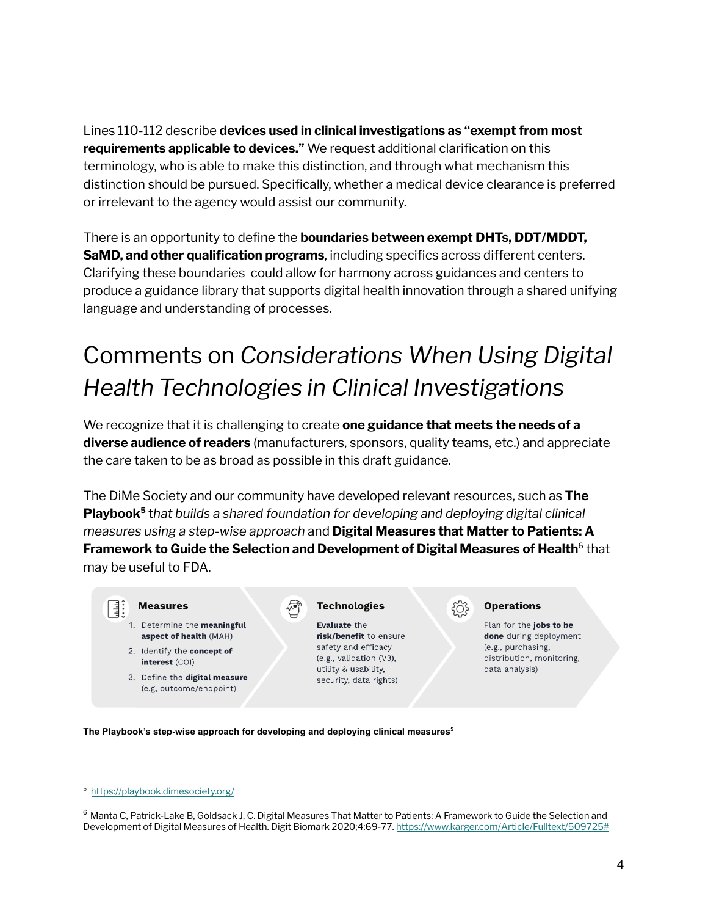Lines 110-112 describe **devices used in clinical investigations as "exempt from most requirements applicable to devices."** We request additional clarification on this terminology, who is able to make this distinction, and through what mechanism this distinction should be pursued. Specifically, whether a medical device clearance is preferred or irrelevant to the agency would assist our community.

There is an opportunity to define the **boundaries between exempt DHTs, DDT/MDDT, SaMD, and other qualification programs**, including specifics across different centers. Clarifying these boundaries could allow for harmony across guidances and centers to produce a guidance library that supports digital health innovation through a shared unifying language and understanding of processes.

# Comments on *Considerations When Using Digital Health Technologies in Clinical Investigations*

We recognize that it is challenging to create **one guidance that meets the needs of a diverse audience of readers** (manufacturers, sponsors, quality teams, etc.) and appreciate the care taken to be as broad as possible in this draft guidance.

The DiMe Society and our community have developed relevant resources, such as **The Playbook**[5] *that builds a shared foundation for developing and deploying digital clinical measures using a step-wise approach* and **Digital Measures that Matter to Patients: A Framework to Guide the Selection and Development of Digital Measures of Health**[6] that may be useful to FDA.

**Measures**

1. Determine the **meaningful aspect of health** (MAH)
2. Identify the **concept of interest** (COI)
3. Define the **digital measure** (e.g, outcome/endpoint)

**Technologies**

**Evaluate** the **risk/benefit** to ensure safety and efficacy (e.g., validation (V3), utility & usability, security, data rights)

**Operations**

Plan for the **jobs to be done** during deployment (e.g., purchasing, distribution, monitoring, data analysis)

**The Playbook's step-wise approach for developing and deploying clinical measures**[5]

---

[5] https://playbook.dimesociety.org/

[6] Manta C, Patrick-Lake B, Goldsack J, C. Digital Measures That Matter to Patients: A Framework to Guide the Selection and Development of Digital Measures of Health. Digit Biomark 2020;4:69-77. https://www.karger.com/Article/Fulltext/509725#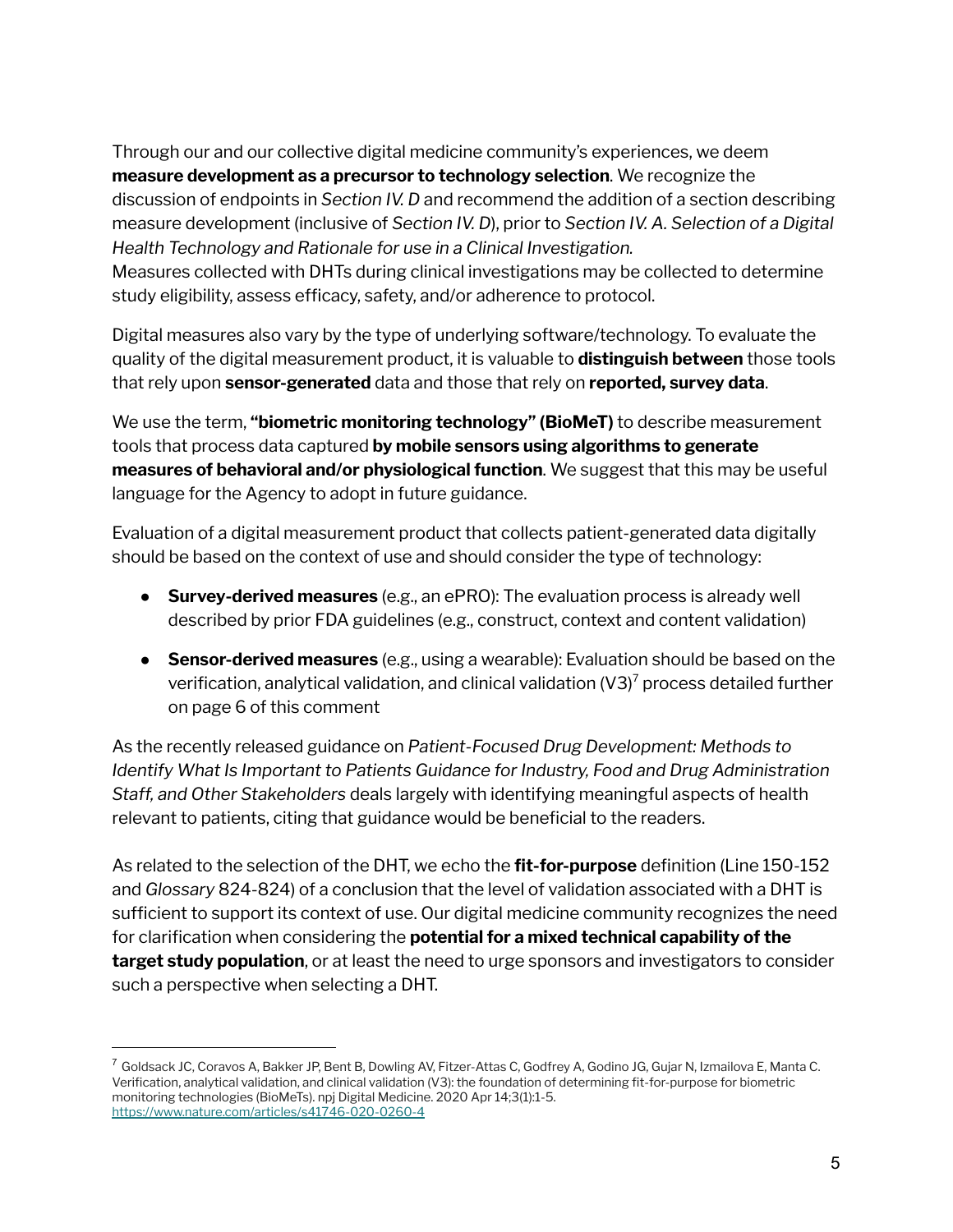Through our and our collective digital medicine community's experiences, we deem **measure development as a precursor to technology selection**. We recognize the discussion of endpoints in *Section IV. D* and recommend the addition of a section describing measure development (inclusive of *Section IV. D*), prior to *Section IV. A. Selection of a Digital Health Technology and Rationale for use in a Clinical Investigation.*
Measures collected with DHTs during clinical investigations may be collected to determine study eligibility, assess efficacy, safety, and/or adherence to protocol.

Digital measures also vary by the type of underlying software/technology. To evaluate the quality of the digital measurement product, it is valuable to **distinguish between** those tools that rely upon **sensor-generated** data and those that rely on **reported, survey data**.

We use the term, **"biometric monitoring technology" (BioMeT)** to describe measurement tools that process data captured **by mobile sensors using algorithms to generate measures of behavioral and/or physiological function**. We suggest that this may be useful language for the Agency to adopt in future guidance.

Evaluation of a digital measurement product that collects patient-generated data digitally should be based on the context of use and should consider the type of technology:

- **Survey-derived measures** (e.g., an ePRO): The evaluation process is already well described by prior FDA guidelines (e.g., construct, context and content validation)
- **Sensor-derived measures** (e.g., using a wearable): Evaluation should be based on the verification, analytical validation, and clinical validation (V3)[7] process detailed further on page 6 of this comment

As the recently released guidance on *Patient-Focused Drug Development: Methods to Identify What Is Important to Patients Guidance for Industry, Food and Drug Administration Staff, and Other Stakeholders* deals largely with identifying meaningful aspects of health relevant to patients, citing that guidance would be beneficial to the readers.

As related to the selection of the DHT, we echo the **fit-for-purpose** definition (Line 150-152 and *Glossary* 824-824) of a conclusion that the level of validation associated with a DHT is sufficient to support its context of use. Our digital medicine community recognizes the need for clarification when considering the **potential for a mixed technical capability of the target study population**, or at least the need to urge sponsors and investigators to consider such a perspective when selecting a DHT.

[7] Goldsack JC, Coravos A, Bakker JP, Bent B, Dowling AV, Fitzer-Attas C, Godfrey A, Godino JG, Gujar N, Izmailova E, Manta C. Verification, analytical validation, and clinical validation (V3): the foundation of determining fit-for-purpose for biometric monitoring technologies (BioMeTs). npj Digital Medicine. 2020 Apr 14;3(1):1-5. https://www.nature.com/articles/s41746-020-0260-4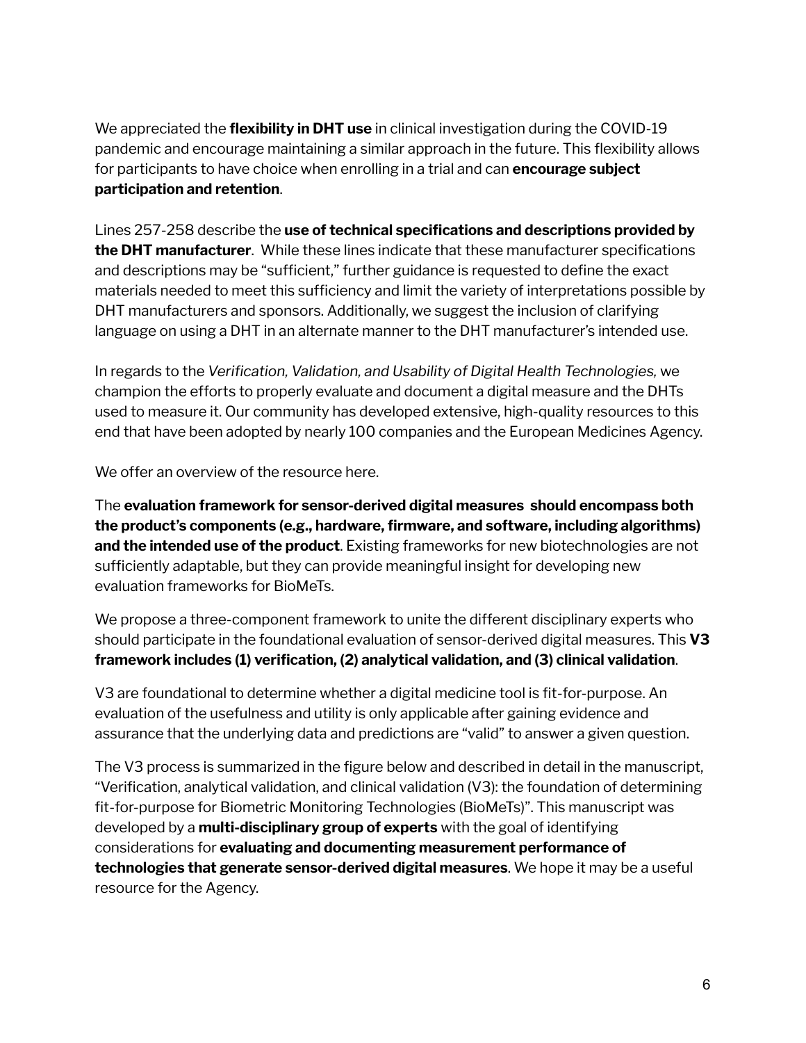We appreciated the **flexibility in DHT use** in clinical investigation during the COVID-19 pandemic and encourage maintaining a similar approach in the future. This flexibility allows for participants to have choice when enrolling in a trial and can **encourage subject participation and retention**.

Lines 257-258 describe the **use of technical specifications and descriptions provided by the DHT manufacturer**. While these lines indicate that these manufacturer specifications and descriptions may be "sufficient," further guidance is requested to define the exact materials needed to meet this sufficiency and limit the variety of interpretations possible by DHT manufacturers and sponsors. Additionally, we suggest the inclusion of clarifying language on using a DHT in an alternate manner to the DHT manufacturer's intended use.

In regards to the *Verification, Validation, and Usability of Digital Health Technologies,* we champion the efforts to properly evaluate and document a digital measure and the DHTs used to measure it. Our community has developed extensive, high-quality resources to this end that have been adopted by nearly 100 companies and the European Medicines Agency.

We offer an overview of the resource here.

The **evaluation framework for sensor-derived digital measures should encompass both the product's components (e.g., hardware, firmware, and software, including algorithms) and the intended use of the product**. Existing frameworks for new biotechnologies are not sufficiently adaptable, but they can provide meaningful insight for developing new evaluation frameworks for BioMeTs.

We propose a three-component framework to unite the different disciplinary experts who should participate in the foundational evaluation of sensor-derived digital measures. This **V3 framework includes (1) verification, (2) analytical validation, and (3) clinical validation**.

V3 are foundational to determine whether a digital medicine tool is fit-for-purpose. An evaluation of the usefulness and utility is only applicable after gaining evidence and assurance that the underlying data and predictions are "valid" to answer a given question.

The V3 process is summarized in the figure below and described in detail in the manuscript, "Verification, analytical validation, and clinical validation (V3): the foundation of determining fit-for-purpose for Biometric Monitoring Technologies (BioMeTs)". This manuscript was developed by a **multi-disciplinary group of experts** with the goal of identifying considerations for **evaluating and documenting measurement performance of technologies that generate sensor-derived digital measures**. We hope it may be a useful resource for the Agency.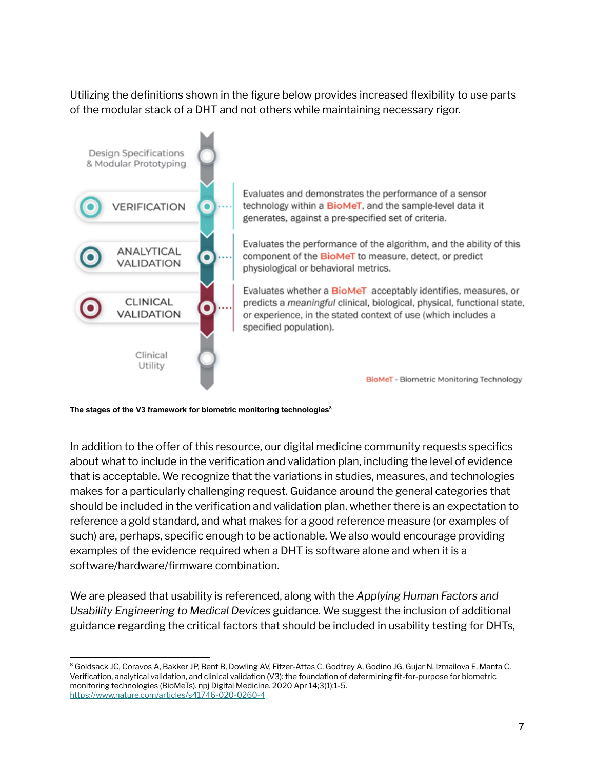Utilizing the definitions shown in the figure below provides increased flexibility to use parts of the modular stack of a DHT and not others while maintaining necessary rigor.

Design Specifications & Modular Prototyping

**VERIFICATION** — Evaluates and demonstrates the performance of a sensor technology within a BioMeT, and the sample-level data it generates, against a pre-specified set of criteria.

**ANALYTICAL VALIDATION** — Evaluates the performance of the algorithm, and the ability of this component of the BioMeT to measure, detect, or predict physiological or behavioral metrics.

**CLINICAL VALIDATION** — Evaluates whether a BioMeT acceptably identifies, measures, or predicts a *meaningful* clinical, biological, physical, functional state, or experience, in the stated context of use (which includes a specified population).

Clinical Utility

BioMeT - Biometric Monitoring Technology

**The stages of the V3 framework for biometric monitoring technologies**[8]

In addition to the offer of this resource, our digital medicine community requests specifics about what to include in the verification and validation plan, including the level of evidence that is acceptable. We recognize that the variations in studies, measures, and technologies makes for a particularly challenging request. Guidance around the general categories that should be included in the verification and validation plan, whether there is an expectation to reference a gold standard, and what makes for a good reference measure (or examples of such) are, perhaps, specific enough to be actionable. We also would encourage providing examples of the evidence required when a DHT is software alone and when it is a software/hardware/firmware combination.

We are pleased that usability is referenced, along with the *Applying Human Factors and Usability Engineering to Medical Devices* guidance. We suggest the inclusion of additional guidance regarding the critical factors that should be included in usability testing for DHTs,

---

[8] Goldsack JC, Coravos A, Bakker JP, Bent B, Dowling AV, Fitzer-Attas C, Godfrey A, Godino JG, Gujar N, Izmailova E, Manta C. Verification, analytical validation, and clinical validation (V3): the foundation of determining fit-for-purpose for biometric monitoring technologies (BioMeTs). npj Digital Medicine. 2020 Apr 14;3(1):1-5. https://www.nature.com/articles/s41746-020-0260-4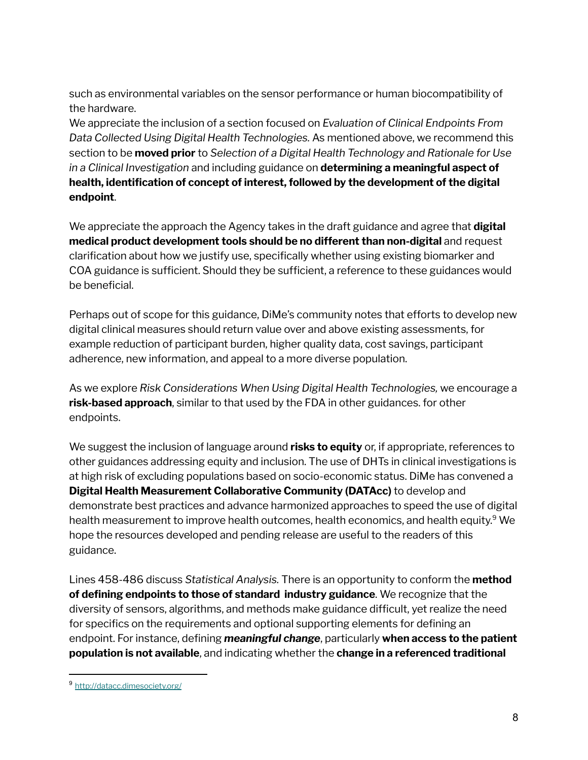such as environmental variables on the sensor performance or human biocompatibility of the hardware.
We appreciate the inclusion of a section focused on *Evaluation of Clinical Endpoints From Data Collected Using Digital Health Technologies.* As mentioned above, we recommend this section to be **moved prior** to *Selection of a Digital Health Technology and Rationale for Use in a Clinical Investigation* and including guidance on **determining a meaningful aspect of health, identification of concept of interest, followed by the development of the digital endpoint**.

We appreciate the approach the Agency takes in the draft guidance and agree that **digital medical product development tools should be no different than non-digital** and request clarification about how we justify use, specifically whether using existing biomarker and COA guidance is sufficient. Should they be sufficient, a reference to these guidances would be beneficial.

Perhaps out of scope for this guidance, DiMe's community notes that efforts to develop new digital clinical measures should return value over and above existing assessments, for example reduction of participant burden, higher quality data, cost savings, participant adherence, new information, and appeal to a more diverse population.

As we explore *Risk Considerations When Using Digital Health Technologies,* we encourage a **risk-based approach**, similar to that used by the FDA in other guidances. for other endpoints.

We suggest the inclusion of language around **risks to equity** or, if appropriate, references to other guidances addressing equity and inclusion. The use of DHTs in clinical investigations is at high risk of excluding populations based on socio-economic status. DiMe has convened a **Digital Health Measurement Collaborative Community (DATAcc)** to develop and demonstrate best practices and advance harmonized approaches to speed the use of digital health measurement to improve health outcomes, health economics, and health equity.[9] We hope the resources developed and pending release are useful to the readers of this guidance.

Lines 458-486 discuss *Statistical Analysis.* There is an opportunity to conform the **method of defining endpoints to those of standard industry guidance**. We recognize that the diversity of sensors, algorithms, and methods make guidance difficult, yet realize the need for specifics on the requirements and optional supporting elements for defining an endpoint. For instance, defining ***meaningful change***, particularly **when access to the patient population is not available**, and indicating whether the **change in a referenced traditional**

---

[9] http://datacc.dimesociety.org/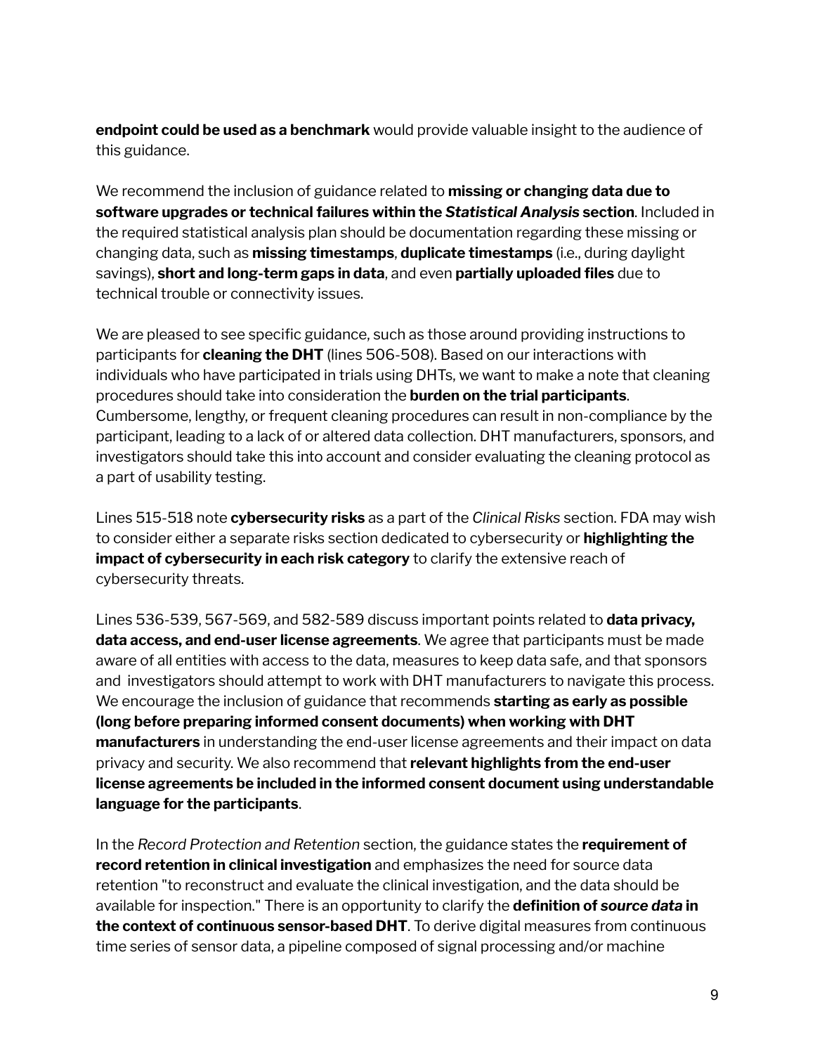**endpoint could be used as a benchmark** would provide valuable insight to the audience of this guidance.

We recommend the inclusion of guidance related to **missing or changing data due to software upgrades or technical failures within the *Statistical Analysis* section**. Included in the required statistical analysis plan should be documentation regarding these missing or changing data, such as **missing timestamps**, **duplicate timestamps** (i.e., during daylight savings), **short and long-term gaps in data**, and even **partially uploaded files** due to technical trouble or connectivity issues.

We are pleased to see specific guidance, such as those around providing instructions to participants for **cleaning the DHT** (lines 506-508). Based on our interactions with individuals who have participated in trials using DHTs, we want to make a note that cleaning procedures should take into consideration the **burden on the trial participants**. Cumbersome, lengthy, or frequent cleaning procedures can result in non-compliance by the participant, leading to a lack of or altered data collection. DHT manufacturers, sponsors, and investigators should take this into account and consider evaluating the cleaning protocol as a part of usability testing.

Lines 515-518 note **cybersecurity risks** as a part of the *Clinical Risks* section. FDA may wish to consider either a separate risks section dedicated to cybersecurity or **highlighting the impact of cybersecurity in each risk category** to clarify the extensive reach of cybersecurity threats.

Lines 536-539, 567-569, and 582-589 discuss important points related to **data privacy, data access, and end-user license agreements**. We agree that participants must be made aware of all entities with access to the data, measures to keep data safe, and that sponsors and investigators should attempt to work with DHT manufacturers to navigate this process. We encourage the inclusion of guidance that recommends **starting as early as possible (long before preparing informed consent documents) when working with DHT manufacturers** in understanding the end-user license agreements and their impact on data privacy and security. We also recommend that **relevant highlights from the end-user license agreements be included in the informed consent document using understandable language for the participants**.

In the *Record Protection and Retention* section, the guidance states the **requirement of record retention in clinical investigation** and emphasizes the need for source data retention "to reconstruct and evaluate the clinical investigation, and the data should be available for inspection." There is an opportunity to clarify the **definition of *source data* in the context of continuous sensor-based DHT**. To derive digital measures from continuous time series of sensor data, a pipeline composed of signal processing and/or machine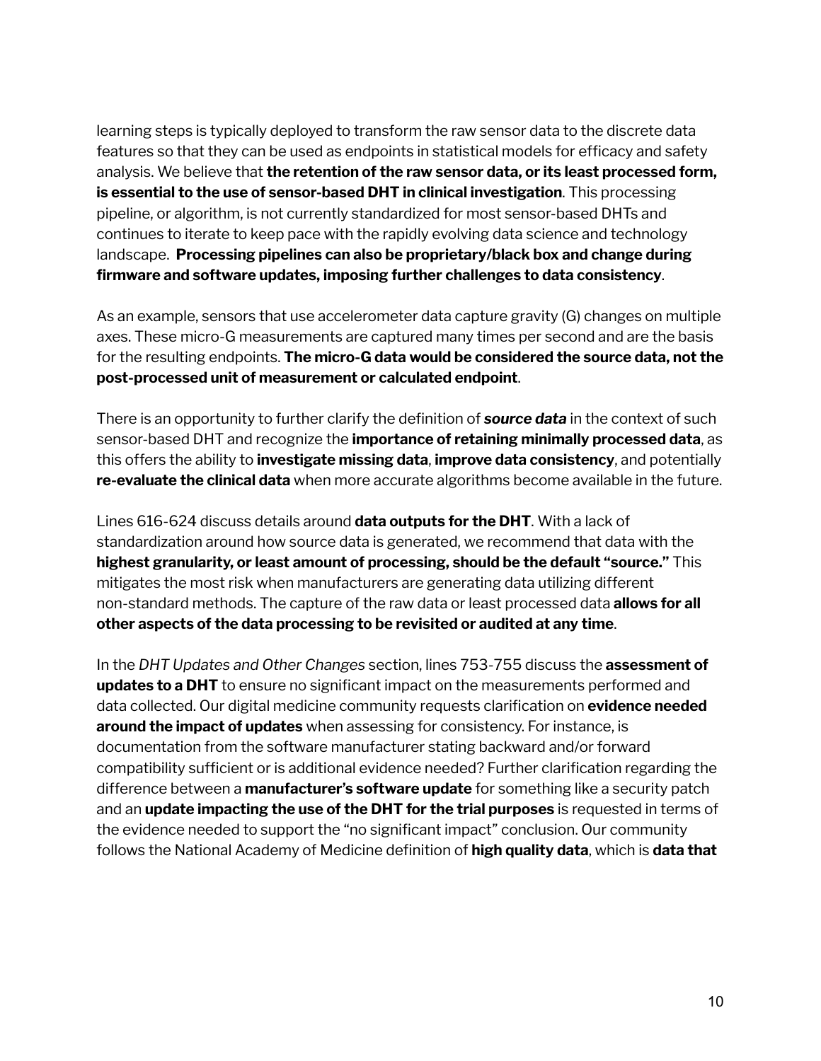learning steps is typically deployed to transform the raw sensor data to the discrete data features so that they can be used as endpoints in statistical models for efficacy and safety analysis. We believe that **the retention of the raw sensor data, or its least processed form, is essential to the use of sensor-based DHT in clinical investigation**. This processing pipeline, or algorithm, is not currently standardized for most sensor-based DHTs and continues to iterate to keep pace with the rapidly evolving data science and technology landscape. **Processing pipelines can also be proprietary/black box and change during firmware and software updates, imposing further challenges to data consistency**.

As an example, sensors that use accelerometer data capture gravity (G) changes on multiple axes. These micro-G measurements are captured many times per second and are the basis for the resulting endpoints. **The micro-G data would be considered the source data, not the post-processed unit of measurement or calculated endpoint**.

There is an opportunity to further clarify the definition of ***source data*** in the context of such sensor-based DHT and recognize the **importance of retaining minimally processed data**, as this offers the ability to **investigate missing data**, **improve data consistency**, and potentially **re-evaluate the clinical data** when more accurate algorithms become available in the future.

Lines 616-624 discuss details around **data outputs for the DHT**. With a lack of standardization around how source data is generated, we recommend that data with the **highest granularity, or least amount of processing, should be the default "source."** This mitigates the most risk when manufacturers are generating data utilizing different non-standard methods. The capture of the raw data or least processed data **allows for all other aspects of the data processing to be revisited or audited at any time**.

In the *DHT Updates and Other Changes* section, lines 753-755 discuss the **assessment of updates to a DHT** to ensure no significant impact on the measurements performed and data collected. Our digital medicine community requests clarification on **evidence needed around the impact of updates** when assessing for consistency. For instance, is documentation from the software manufacturer stating backward and/or forward compatibility sufficient or is additional evidence needed? Further clarification regarding the difference between a **manufacturer's software update** for something like a security patch and an **update impacting the use of the DHT for the trial purposes** is requested in terms of the evidence needed to support the "no significant impact" conclusion. Our community follows the National Academy of Medicine definition of **high quality data**, which is **data that**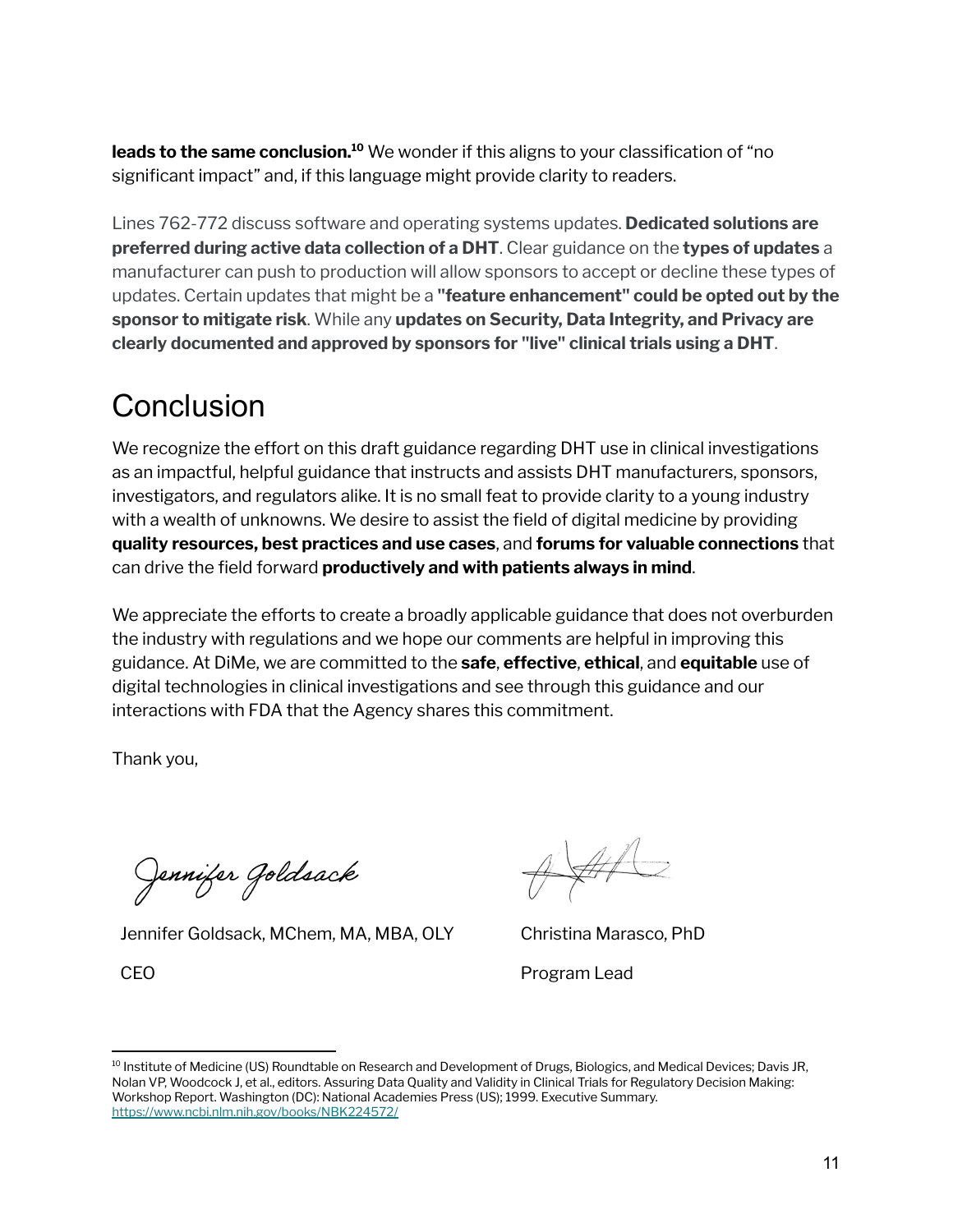**leads to the same conclusion.**[10] We wonder if this aligns to your classification of "no significant impact" and, if this language might provide clarity to readers.

Lines 762-772 discuss software and operating systems updates. **Dedicated solutions are preferred during active data collection of a DHT**. Clear guidance on the **types of updates** a manufacturer can push to production will allow sponsors to accept or decline these types of updates. Certain updates that might be a **"feature enhancement" could be opted out by the sponsor to mitigate risk**. While any **updates on Security, Data Integrity, and Privacy are clearly documented and approved by sponsors for "live" clinical trials using a DHT**.

# Conclusion

We recognize the effort on this draft guidance regarding DHT use in clinical investigations as an impactful, helpful guidance that instructs and assists DHT manufacturers, sponsors, investigators, and regulators alike. It is no small feat to provide clarity to a young industry with a wealth of unknowns. We desire to assist the field of digital medicine by providing **quality resources, best practices and use cases**, and **forums for valuable connections** that can drive the field forward **productively and with patients always in mind**.

We appreciate the efforts to create a broadly applicable guidance that does not overburden the industry with regulations and we hope our comments are helpful in improving this guidance. At DiMe, we are committed to the **safe**, **effective**, **ethical**, and **equitable** use of digital technologies in clinical investigations and see through this guidance and our interactions with FDA that the Agency shares this commitment.

Thank you,

Jennifer Goldsack

Jennifer Goldsack, MChem, MA, MBA, OLY

CEO

Christina Marasco, PhD

Program Lead

---

[10] Institute of Medicine (US) Roundtable on Research and Development of Drugs, Biologics, and Medical Devices; Davis JR, Nolan VP, Woodcock J, et al., editors. Assuring Data Quality and Validity in Clinical Trials for Regulatory Decision Making: Workshop Report. Washington (DC): National Academies Press (US); 1999. Executive Summary. https://www.ncbi.nlm.nih.gov/books/NBK224572/